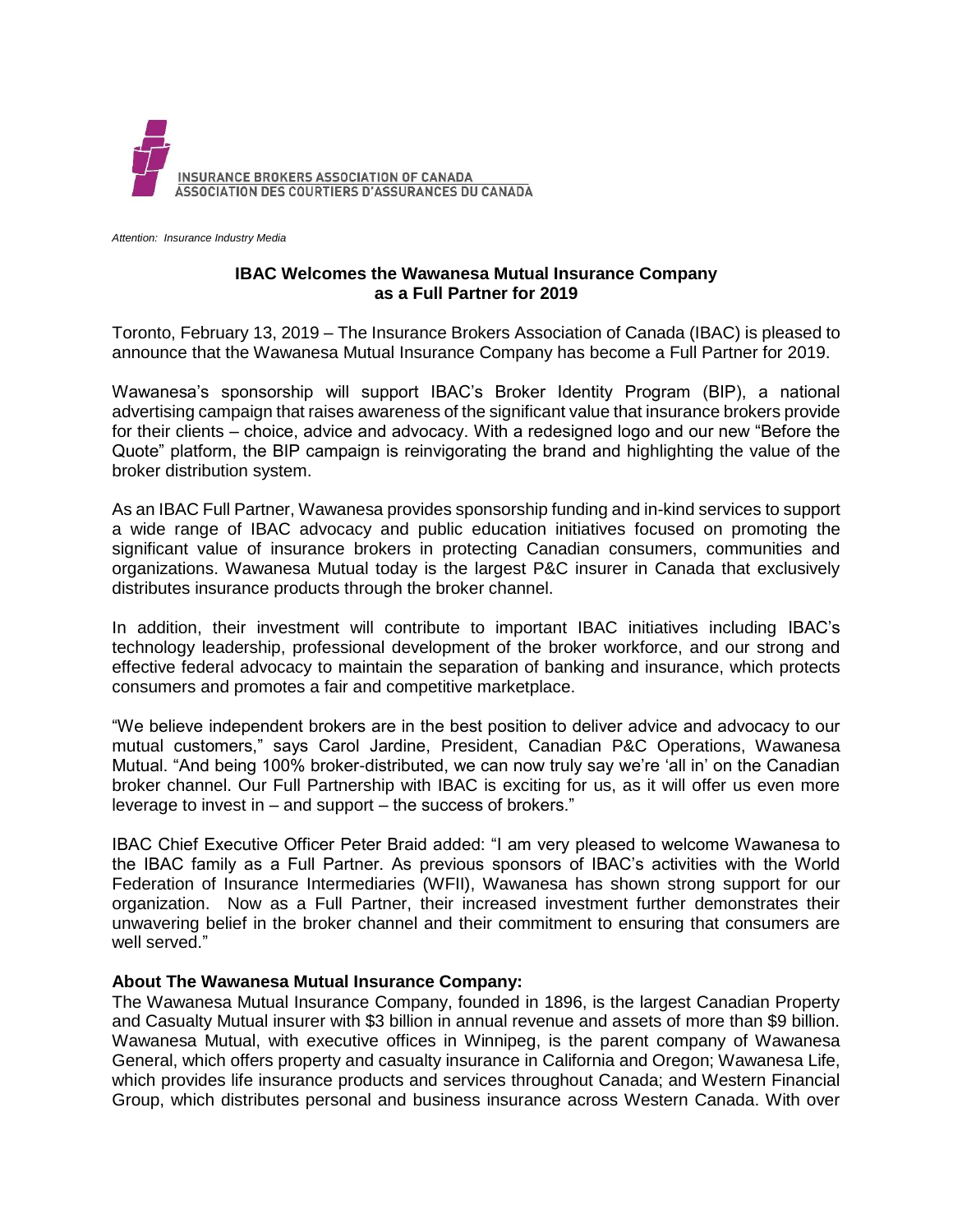INSURANCE BROKERS ASSOCIATION OF CANADA
ASSOCIATION DES COURTIERS D'ASSURANCES DU CANADA

*Attention: Insurance Industry Media*

**IBAC Welcomes the Wawanesa Mutual Insurance Company as a Full Partner for 2019**

Toronto, February 13, 2019 – The Insurance Brokers Association of Canada (IBAC) is pleased to announce that the Wawanesa Mutual Insurance Company has become a Full Partner for 2019.

Wawanesa's sponsorship will support IBAC's Broker Identity Program (BIP), a national advertising campaign that raises awareness of the significant value that insurance brokers provide for their clients – choice, advice and advocacy. With a redesigned logo and our new "Before the Quote" platform, the BIP campaign is reinvigorating the brand and highlighting the value of the broker distribution system.

As an IBAC Full Partner, Wawanesa provides sponsorship funding and in-kind services to support a wide range of IBAC advocacy and public education initiatives focused on promoting the significant value of insurance brokers in protecting Canadian consumers, communities and organizations. Wawanesa Mutual today is the largest P&C insurer in Canada that exclusively distributes insurance products through the broker channel.

In addition, their investment will contribute to important IBAC initiatives including IBAC's technology leadership, professional development of the broker workforce, and our strong and effective federal advocacy to maintain the separation of banking and insurance, which protects consumers and promotes a fair and competitive marketplace.

"We believe independent brokers are in the best position to deliver advice and advocacy to our mutual customers," says Carol Jardine, President, Canadian P&C Operations, Wawanesa Mutual. "And being 100% broker-distributed, we can now truly say we're 'all in' on the Canadian broker channel. Our Full Partnership with IBAC is exciting for us, as it will offer us even more leverage to invest in – and support – the success of brokers."

IBAC Chief Executive Officer Peter Braid added: "I am very pleased to welcome Wawanesa to the IBAC family as a Full Partner. As previous sponsors of IBAC's activities with the World Federation of Insurance Intermediaries (WFII), Wawanesa has shown strong support for our organization. Now as a Full Partner, their increased investment further demonstrates their unwavering belief in the broker channel and their commitment to ensuring that consumers are well served."

**About The Wawanesa Mutual Insurance Company:**

The Wawanesa Mutual Insurance Company, founded in 1896, is the largest Canadian Property and Casualty Mutual insurer with $3 billion in annual revenue and assets of more than $9 billion. Wawanesa Mutual, with executive offices in Winnipeg, is the parent company of Wawanesa General, which offers property and casualty insurance in California and Oregon; Wawanesa Life, which provides life insurance products and services throughout Canada; and Western Financial Group, which distributes personal and business insurance across Western Canada. With over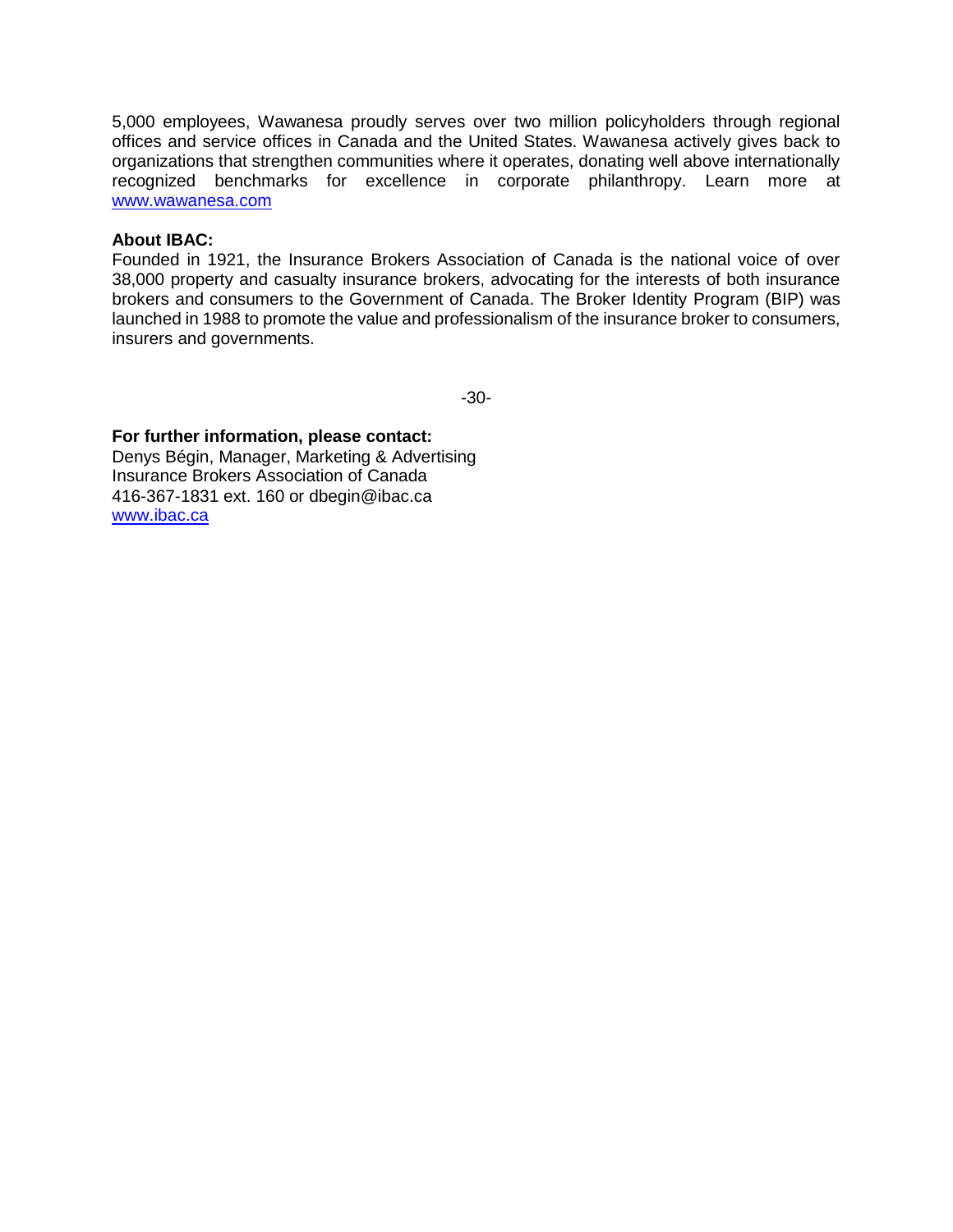5,000 employees, Wawanesa proudly serves over two million policyholders through regional offices and service offices in Canada and the United States. Wawanesa actively gives back to organizations that strengthen communities where it operates, donating well above internationally recognized benchmarks for excellence in corporate philanthropy. Learn more at www.wawanesa.com

**About IBAC:**

Founded in 1921, the Insurance Brokers Association of Canada is the national voice of over 38,000 property and casualty insurance brokers, advocating for the interests of both insurance brokers and consumers to the Government of Canada. The Broker Identity Program (BIP) was launched in 1988 to promote the value and professionalism of the insurance broker to consumers, insurers and governments.

-30-

**For further information, please contact:**

Denys Bégin, Manager, Marketing & Advertising
Insurance Brokers Association of Canada
416-367-1831 ext. 160 or dbegin@ibac.ca
www.ibac.ca